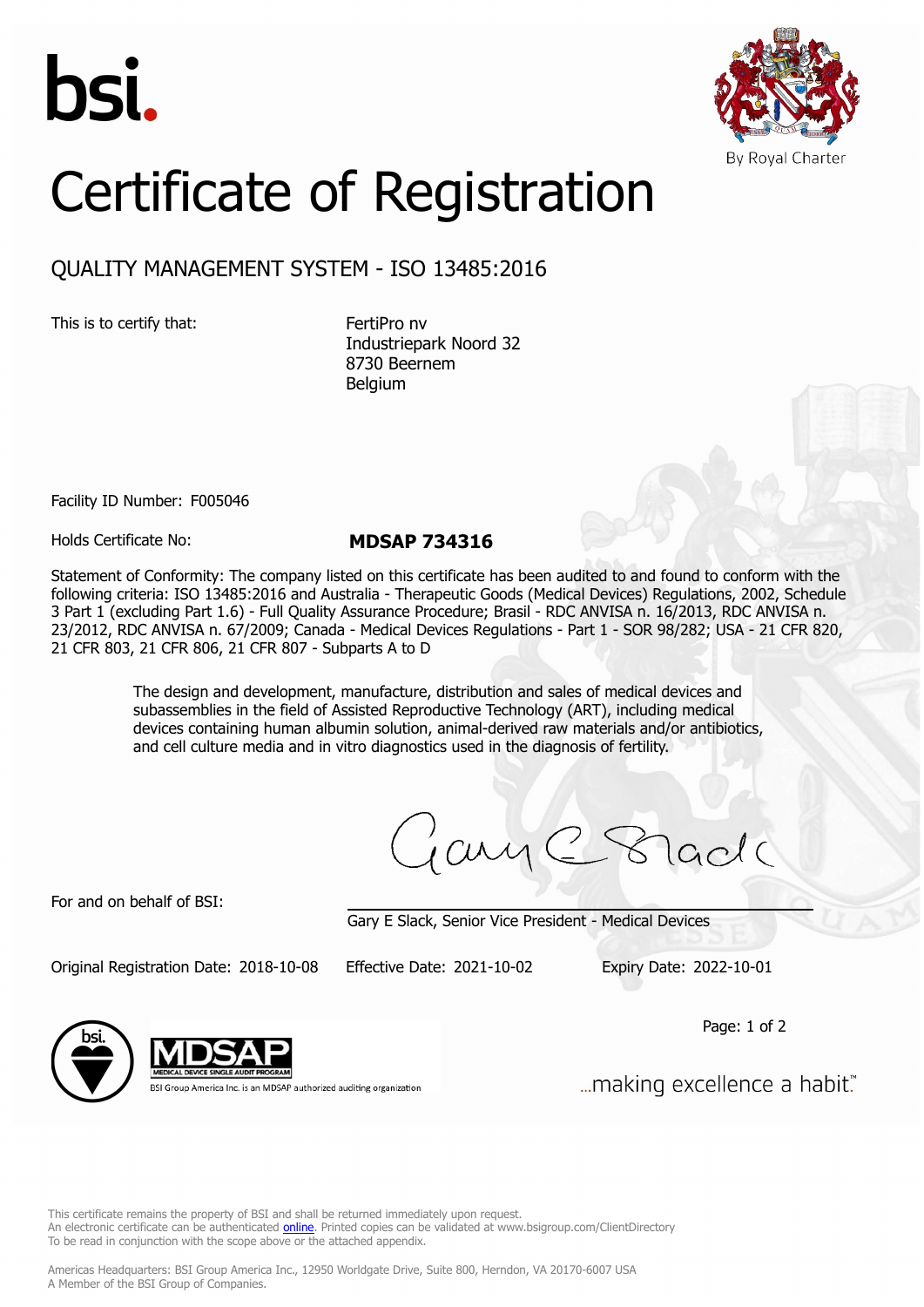bsi.

By Royal Charter

# Certificate of Registration

## QUALITY MANAGEMENT SYSTEM - ISO 13485:2016

This is to certify that:

FertiPro nv
Industriepark Noord 32
8730 Beernem
Belgium

Facility ID Number: F005046

Holds Certificate No: **MDSAP 734316**

Statement of Conformity: The company listed on this certificate has been audited to and found to conform with the following criteria: ISO 13485:2016 and Australia - Therapeutic Goods (Medical Devices) Regulations, 2002, Schedule 3 Part 1 (excluding Part 1.6) - Full Quality Assurance Procedure; Brasil - RDC ANVISA n. 16/2013, RDC ANVISA n. 23/2012, RDC ANVISA n. 67/2009; Canada - Medical Devices Regulations - Part 1 - SOR 98/282; USA - 21 CFR 820, 21 CFR 803, 21 CFR 806, 21 CFR 807 - Subparts A to D

The design and development, manufacture, distribution and sales of medical devices and subassemblies in the field of Assisted Reproductive Technology (ART), including medical devices containing human albumin solution, animal-derived raw materials and/or antibiotics, and cell culture media and in vitro diagnostics used in the diagnosis of fertility.

For and on behalf of BSI:

Gary E Slack, Senior Vice President - Medical Devices

Original Registration Date: 2018-10-08 Effective Date: 2021-10-02 Expiry Date: 2022-10-01

MDSAP MEDICAL DEVICE SINGLE AUDIT PROGRAM

BSI Group America Inc. is an MDSAP authorized auditing organization

...making excellence a habit.™

This certificate remains the property of BSI and shall be returned immediately upon request.
An electronic certificate can be authenticated online. Printed copies can be validated at www.bsigroup.com/ClientDirectory
To be read in conjunction with the scope above or the attached appendix.

Americas Headquarters: BSI Group America Inc., 12950 Worldgate Drive, Suite 800, Herndon, VA 20170-6007 USA
A Member of the BSI Group of Companies.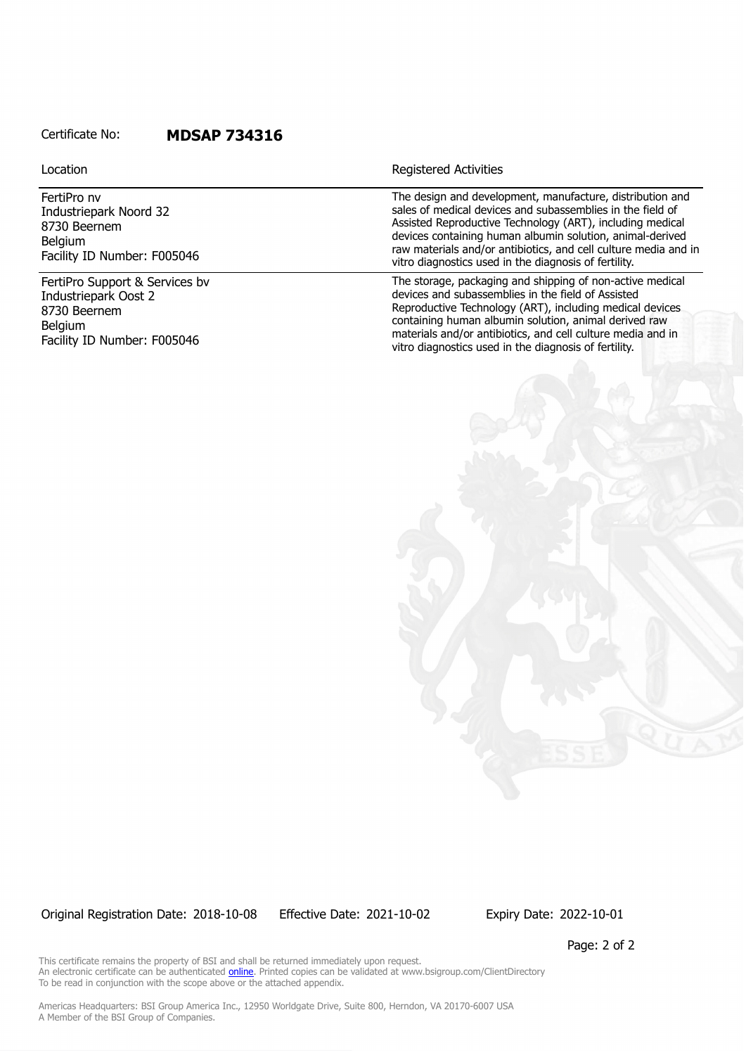Certificate No: **MDSAP 734316**

| Location | Registered Activities |
| --- | --- |
| FertiPro nv<br>Industriepark Noord 32<br>8730 Beernem<br>Belgium<br>Facility ID Number: F005046 | The design and development, manufacture, distribution and sales of medical devices and subassemblies in the field of Assisted Reproductive Technology (ART), including medical devices containing human albumin solution, animal-derived raw materials and/or antibiotics, and cell culture media and in vitro diagnostics used in the diagnosis of fertility. |
| FertiPro Support & Services bv<br>Industriepark Oost 2<br>8730 Beernem<br>Belgium<br>Facility ID Number: F005046 | The storage, packaging and shipping of non-active medical devices and subassemblies in the field of Assisted Reproductive Technology (ART), including medical devices containing human albumin solution, animal derived raw materials and/or antibiotics, and cell culture media and in vitro diagnostics used in the diagnosis of fertility. |

Original Registration Date: 2018-10-08 Effective Date: 2021-10-02 Expiry Date: 2022-10-01

This certificate remains the property of BSI and shall be returned immediately upon request.
An electronic certificate can be authenticated online. Printed copies can be validated at www.bsigroup.com/ClientDirectory
To be read in conjunction with the scope above or the attached appendix.

Americas Headquarters: BSI Group America Inc., 12950 Worldgate Drive, Suite 800, Herndon, VA 20170-6007 USA
A Member of the BSI Group of Companies.